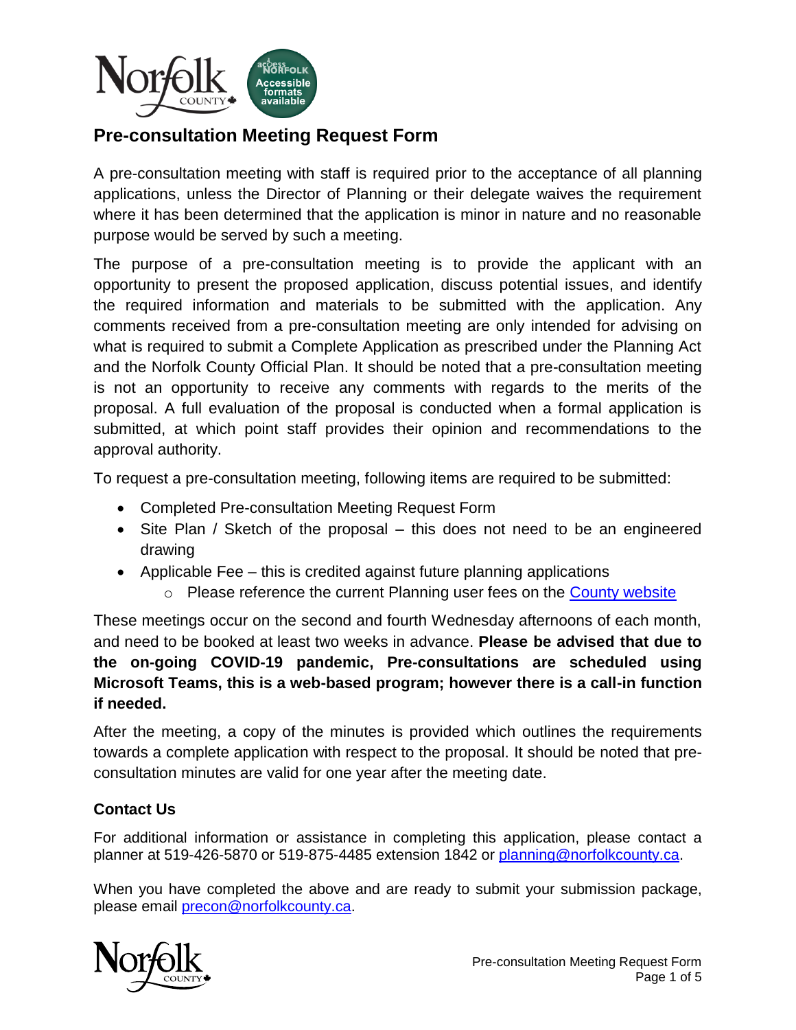# Pre-consultation Meeting Request Form

A pre-consultation meeting with staff is required prior to the acceptance of all planning applications, unless the Director of Planning or their delegate waives the requirement where it has been determined that the application is minor in nature and no reasonable purpose would be served by such a meeting.

The purpose of a pre-consultation meeting is to provide the applicant with an opportunity to present the proposed application, discuss potential issues, and identify the required information and materials to be submitted with the application. Any comments received from a pre-consultation meeting are only intended for advising on what is required to submit a Complete Application as prescribed under the Planning Act and the Norfolk County Official Plan. It should be noted that a pre-consultation meeting is not an opportunity to receive any comments with regards to the merits of the proposal. A full evaluation of the proposal is conducted when a formal application is submitted, at which point staff provides their opinion and recommendations to the approval authority.

To request a pre-consultation meeting, following items are required to be submitted:

- Completed Pre-consultation Meeting Request Form
- Site Plan / Sketch of the proposal – this does not need to be an engineered drawing
- Applicable Fee – this is credited against future planning applications
  - Please reference the current Planning user fees on the County website

These meetings occur on the second and fourth Wednesday afternoons of each month, and need to be booked at least two weeks in advance. **Please be advised that due to the on-going COVID-19 pandemic, Pre-consultations are scheduled using Microsoft Teams, this is a web-based program; however there is a call-in function if needed.**

After the meeting, a copy of the minutes is provided which outlines the requirements towards a complete application with respect to the proposal. It should be noted that pre-consultation minutes are valid for one year after the meeting date.

### Contact Us

For additional information or assistance in completing this application, please contact a planner at 519-426-5870 or 519-875-4485 extension 1842 or planning@norfolkcounty.ca.

When you have completed the above and are ready to submit your submission package, please email precon@norfolkcounty.ca.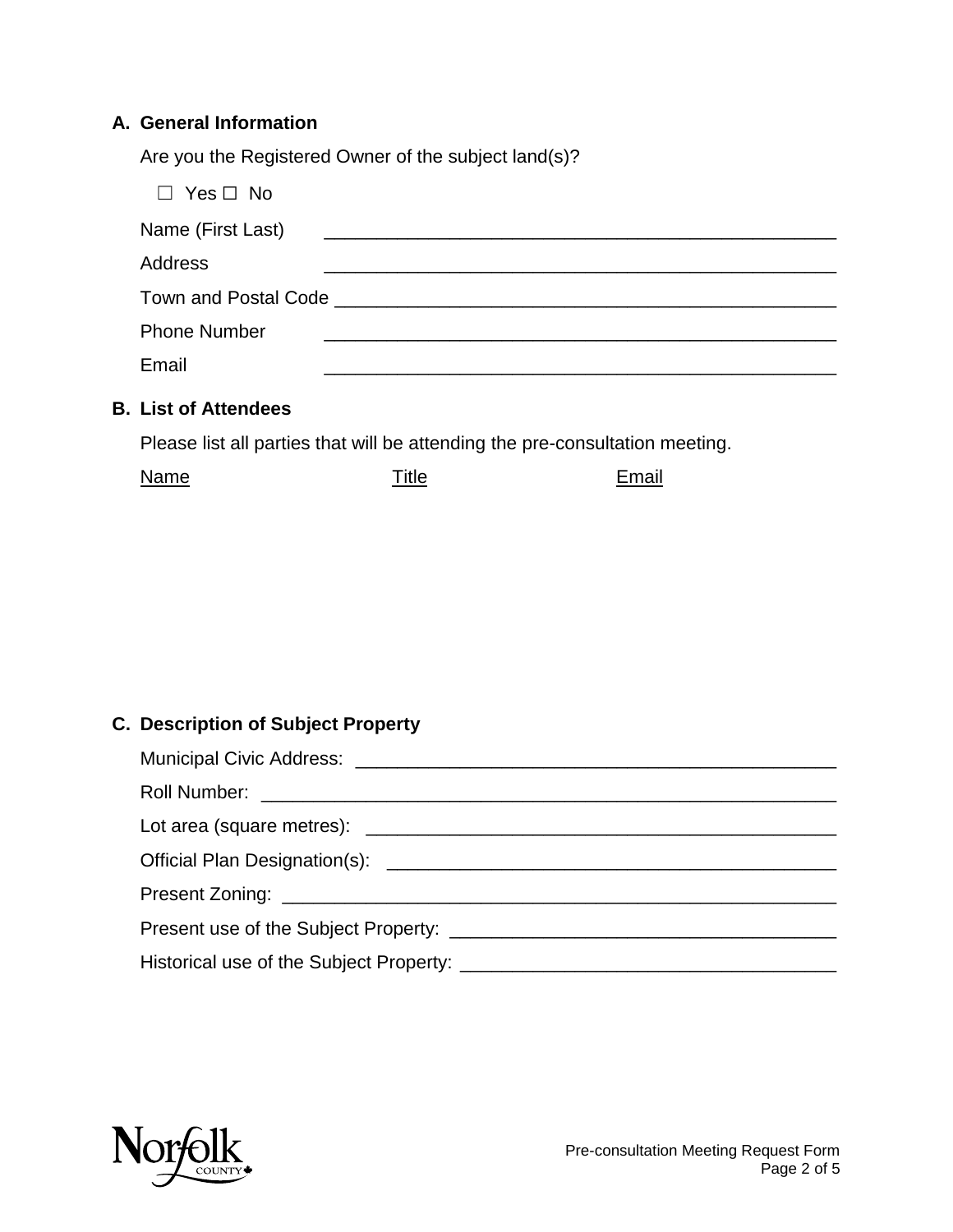## A. General Information

Are you the Registered Owner of the subject land(s)?

☐ Yes ☐ No

Name (First Last) ___________________________________________________

Address ___________________________________________________

Town and Postal Code ___________________________________________________

Phone Number ___________________________________________________

Email ___________________________________________________

## B. List of Attendees

Please list all parties that will be attending the pre-consultation meeting.

| Name | Title | Email |
|---|---|---|
| | | |

## C. Description of Subject Property

Municipal Civic Address: _______________________________________________

Roll Number: _______________________________________________

Lot area (square metres): _______________________________________________

Official Plan Designation(s): _______________________________________________

Present Zoning: _______________________________________________

Present use of the Subject Property: _______________________________________________

Historical use of the Subject Property: _______________________________________________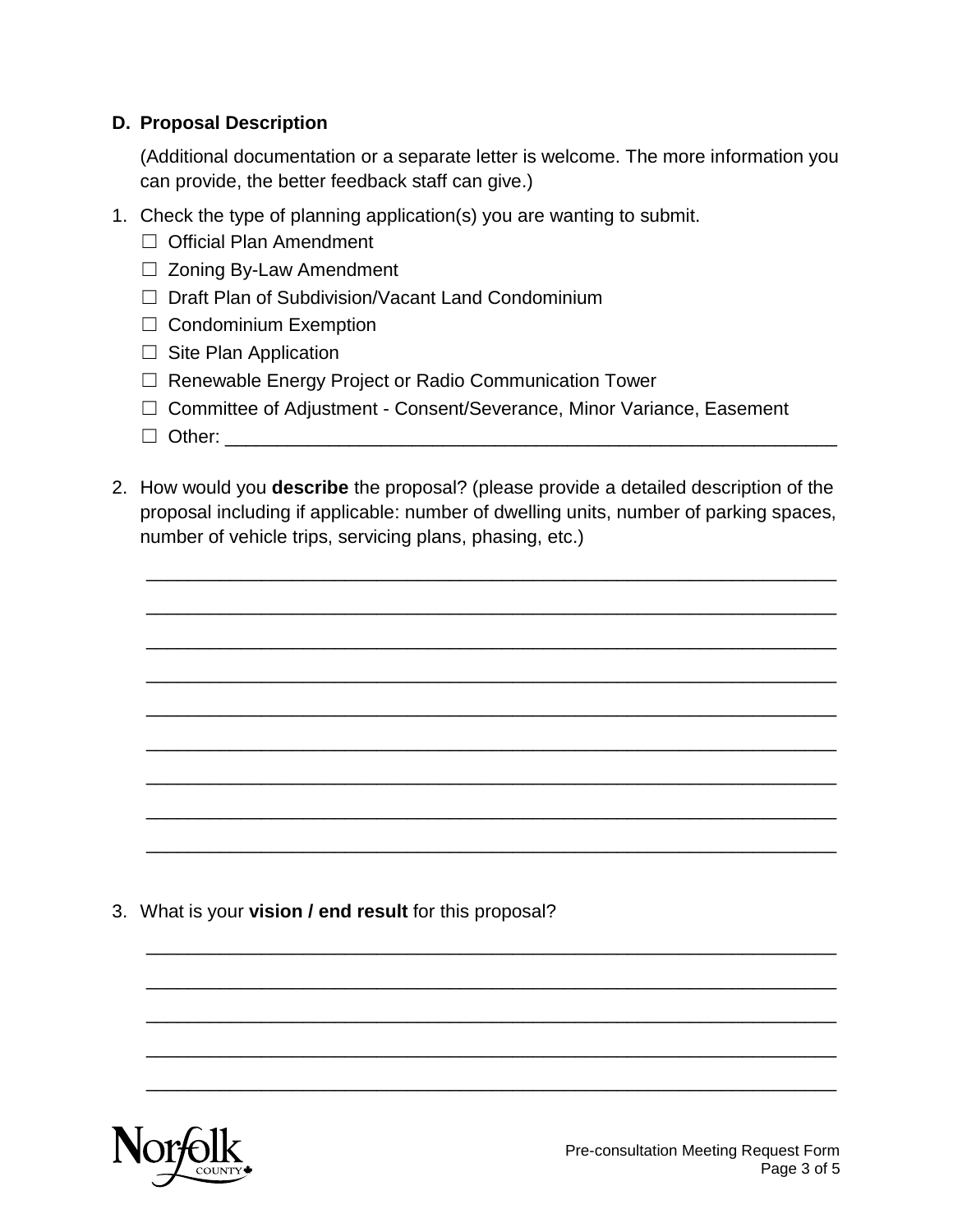### D. Proposal Description

(Additional documentation or a separate letter is welcome. The more information you can provide, the better feedback staff can give.)

1. Check the type of planning application(s) you are wanting to submit.
   - ☐ Official Plan Amendment
   - ☐ Zoning By-Law Amendment
   - ☐ Draft Plan of Subdivision/Vacant Land Condominium
   - ☐ Condominium Exemption
   - ☐ Site Plan Application
   - ☐ Renewable Energy Project or Radio Communication Tower
   - ☐ Committee of Adjustment - Consent/Severance, Minor Variance, Easement
   - ☐ Other: ____________________________________________________________

2. How would you **describe** the proposal? (please provide a detailed description of the proposal including if applicable: number of dwelling units, number of parking spaces, number of vehicle trips, servicing plans, phasing, etc.)

   ___________________________________________________________________

   ___________________________________________________________________

   ___________________________________________________________________

   ___________________________________________________________________

   ___________________________________________________________________

   ___________________________________________________________________

   ___________________________________________________________________

   ___________________________________________________________________

   ___________________________________________________________________

3. What is your **vision / end result** for this proposal?

   ___________________________________________________________________

   ___________________________________________________________________

   ___________________________________________________________________

   ___________________________________________________________________

   ___________________________________________________________________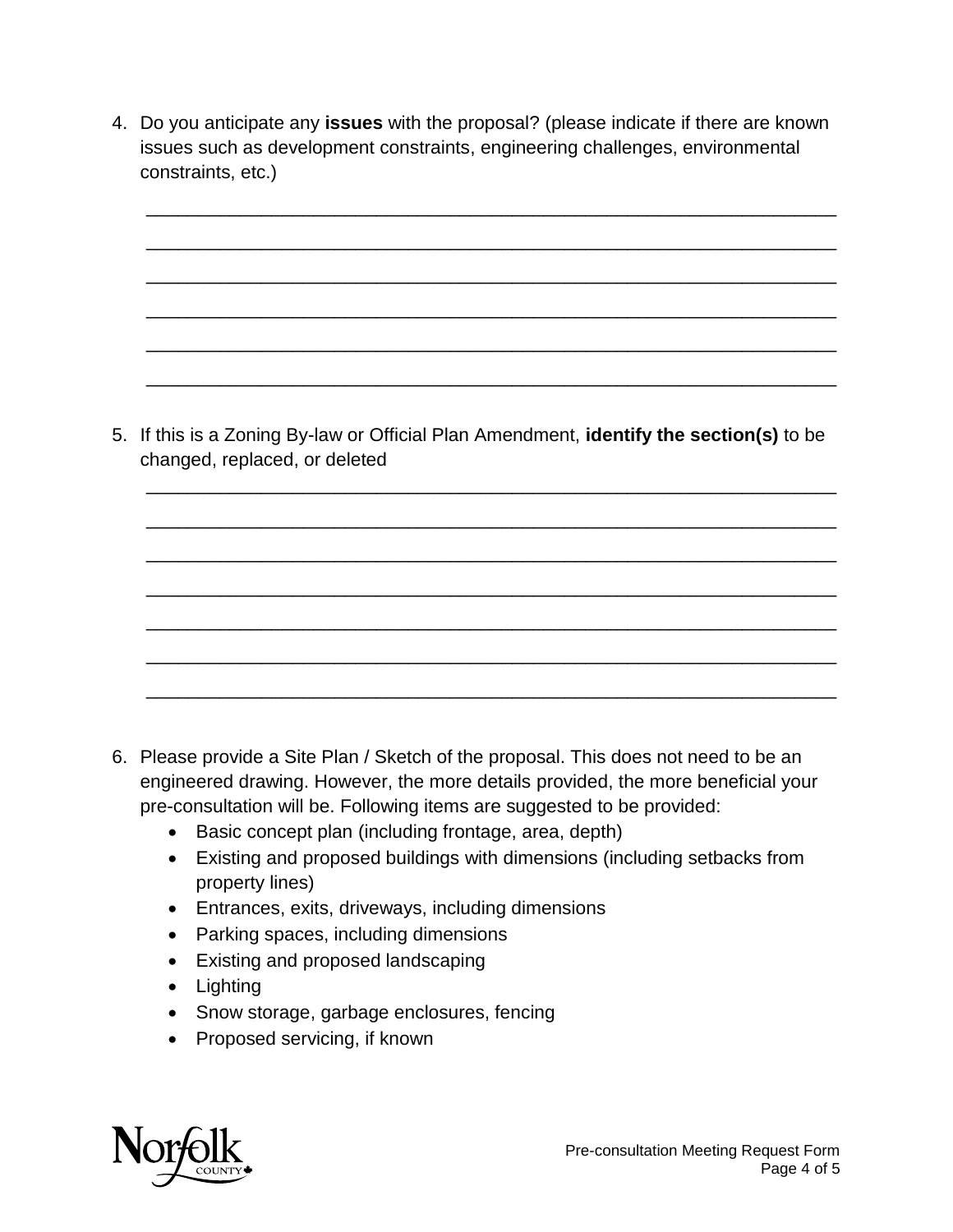4. Do you anticipate any **issues** with the proposal? (please indicate if there are known issues such as development constraints, engineering challenges, environmental constraints, etc.)

_____________________________________________________________________

_____________________________________________________________________

_____________________________________________________________________

_____________________________________________________________________

_____________________________________________________________________

_____________________________________________________________________

5. If this is a Zoning By-law or Official Plan Amendment, **identify the section(s)** to be changed, replaced, or deleted

_____________________________________________________________________

_____________________________________________________________________

_____________________________________________________________________

_____________________________________________________________________

_____________________________________________________________________

_____________________________________________________________________

_____________________________________________________________________

6. Please provide a Site Plan / Sketch of the proposal. This does not need to be an engineered drawing. However, the more details provided, the more beneficial your pre-consultation will be. Following items are suggested to be provided:
    - Basic concept plan (including frontage, area, depth)
    - Existing and proposed buildings with dimensions (including setbacks from property lines)
    - Entrances, exits, driveways, including dimensions
    - Parking spaces, including dimensions
    - Existing and proposed landscaping
    - Lighting
    - Snow storage, garbage enclosures, fencing
    - Proposed servicing, if known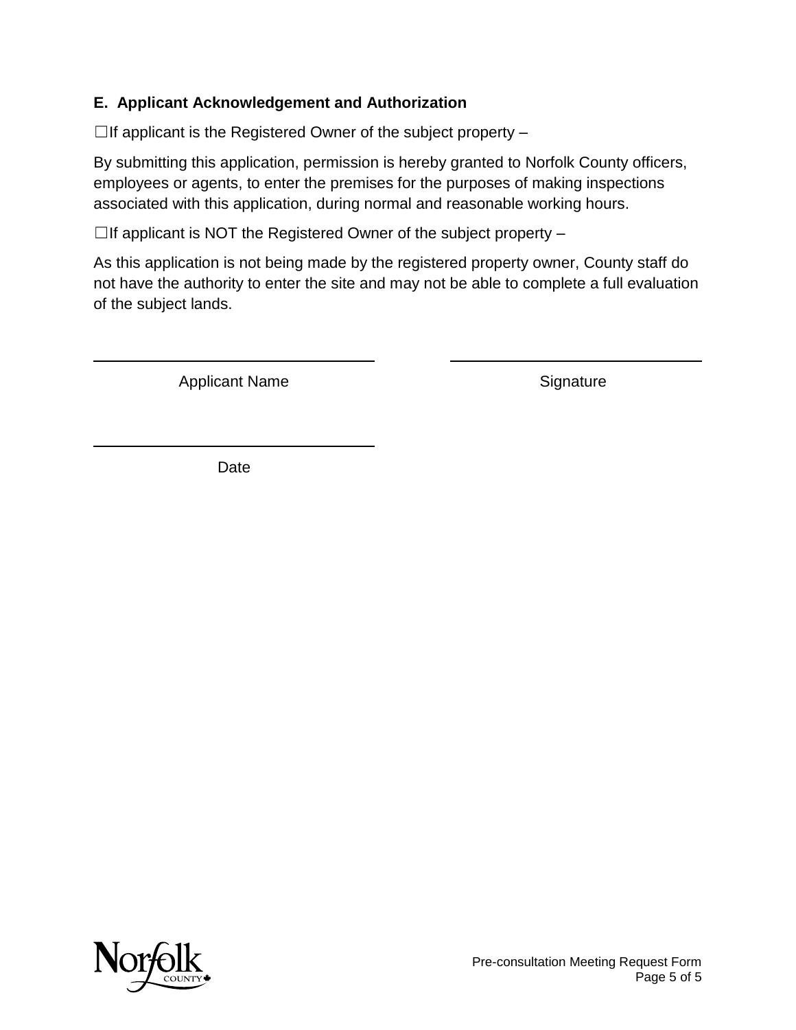**E. Applicant Acknowledgement and Authorization**

☐If applicant is the Registered Owner of the subject property –

By submitting this application, permission is hereby granted to Norfolk County officers, employees or agents, to enter the premises for the purposes of making inspections associated with this application, during normal and reasonable working hours.

☐If applicant is NOT the Registered Owner of the subject property –

As this application is not being made by the registered property owner, County staff do not have the authority to enter the site and may not be able to complete a full evaluation of the subject lands.

\_\_\_\_\_\_\_\_\_\_\_\_\_\_\_\_\_\_\_\_\_\_\_\_\_\_\_\_\_\_ \_\_\_\_\_\_\_\_\_\_\_\_\_\_\_\_\_\_\_\_\_\_\_\_\_\_\_\_\_\_

Applicant Name Signature

\_\_\_\_\_\_\_\_\_\_\_\_\_\_\_\_\_\_\_\_\_\_\_\_\_\_\_\_\_\_

Date